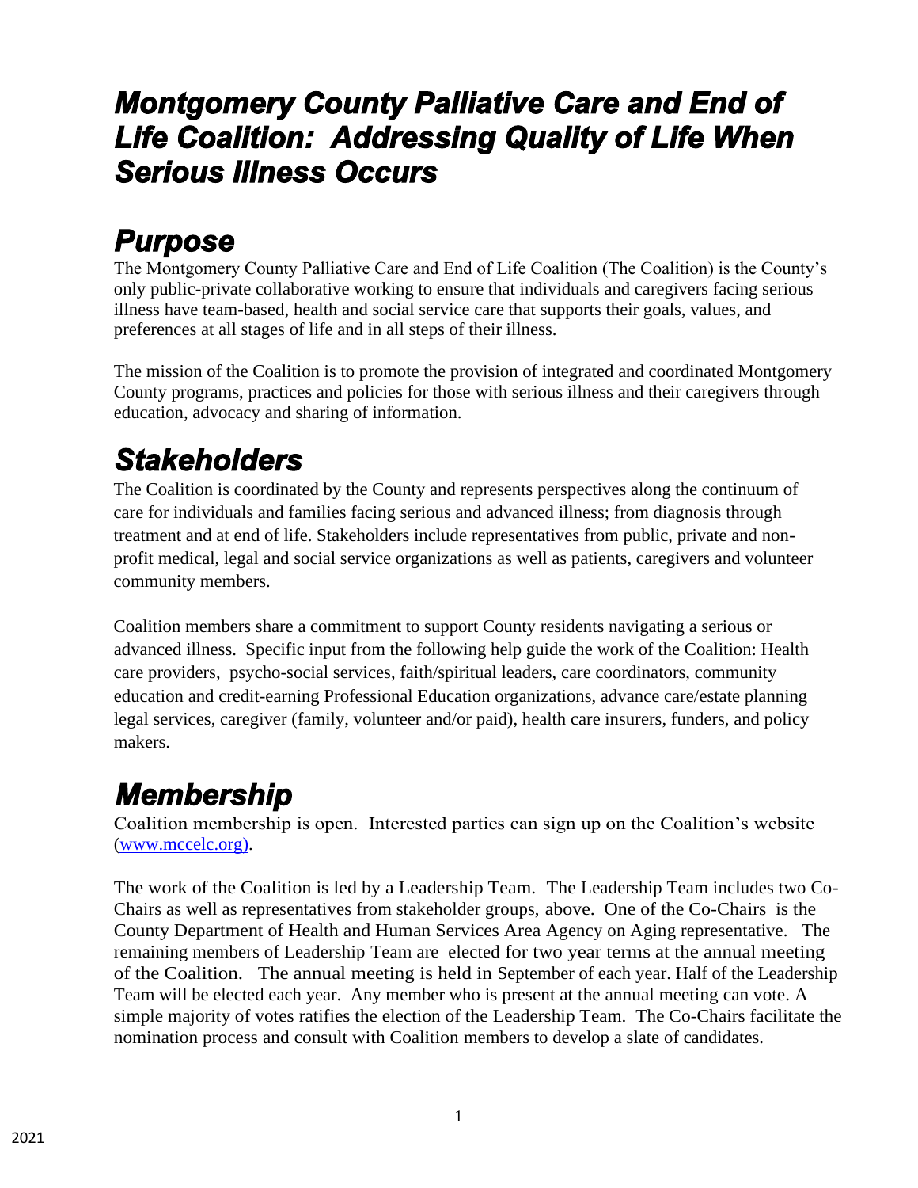# *Montgomery County Palliative Care and End of Life Coalition: Addressing Quality of Life When Serious Illness Occurs*

## *Purpose*

The Montgomery County Palliative Care and End of Life Coalition (The Coalition) is the County's only public-private collaborative working to ensure that individuals and caregivers facing serious illness have team-based, health and social service care that supports their goals, values, and preferences at all stages of life and in all steps of their illness.

The mission of the Coalition is to promote the provision of integrated and coordinated Montgomery County programs, practices and policies for those with serious illness and their caregivers through education, advocacy and sharing of information.

## *Stakeholders*

The Coalition is coordinated by the County and represents perspectives along the continuum of care for individuals and families facing serious and advanced illness; from diagnosis through treatment and at end of life. Stakeholders include representatives from public, private and non-profit medical, legal and social service organizations as well as patients, caregivers and volunteer community members.

Coalition members share a commitment to support County residents navigating a serious or advanced illness. Specific input from the following help guide the work of the Coalition: Health care providers, psycho-social services, faith/spiritual leaders, care coordinators, community education and credit-earning Professional Education organizations, advance care/estate planning legal services, caregiver (family, volunteer and/or paid), health care insurers, funders, and policy makers.

## *Membership*

Coalition membership is open. Interested parties can sign up on the Coalition's website (www.mccelc.org).

The work of the Coalition is led by a Leadership Team. The Leadership Team includes two Co-Chairs as well as representatives from stakeholder groups, above. One of the Co-Chairs is the County Department of Health and Human Services Area Agency on Aging representative. The remaining members of Leadership Team are elected for two year terms at the annual meeting of the Coalition. The annual meeting is held in September of each year. Half of the Leadership Team will be elected each year. Any member who is present at the annual meeting can vote. A simple majority of votes ratifies the election of the Leadership Team. The Co-Chairs facilitate the nomination process and consult with Coalition members to develop a slate of candidates.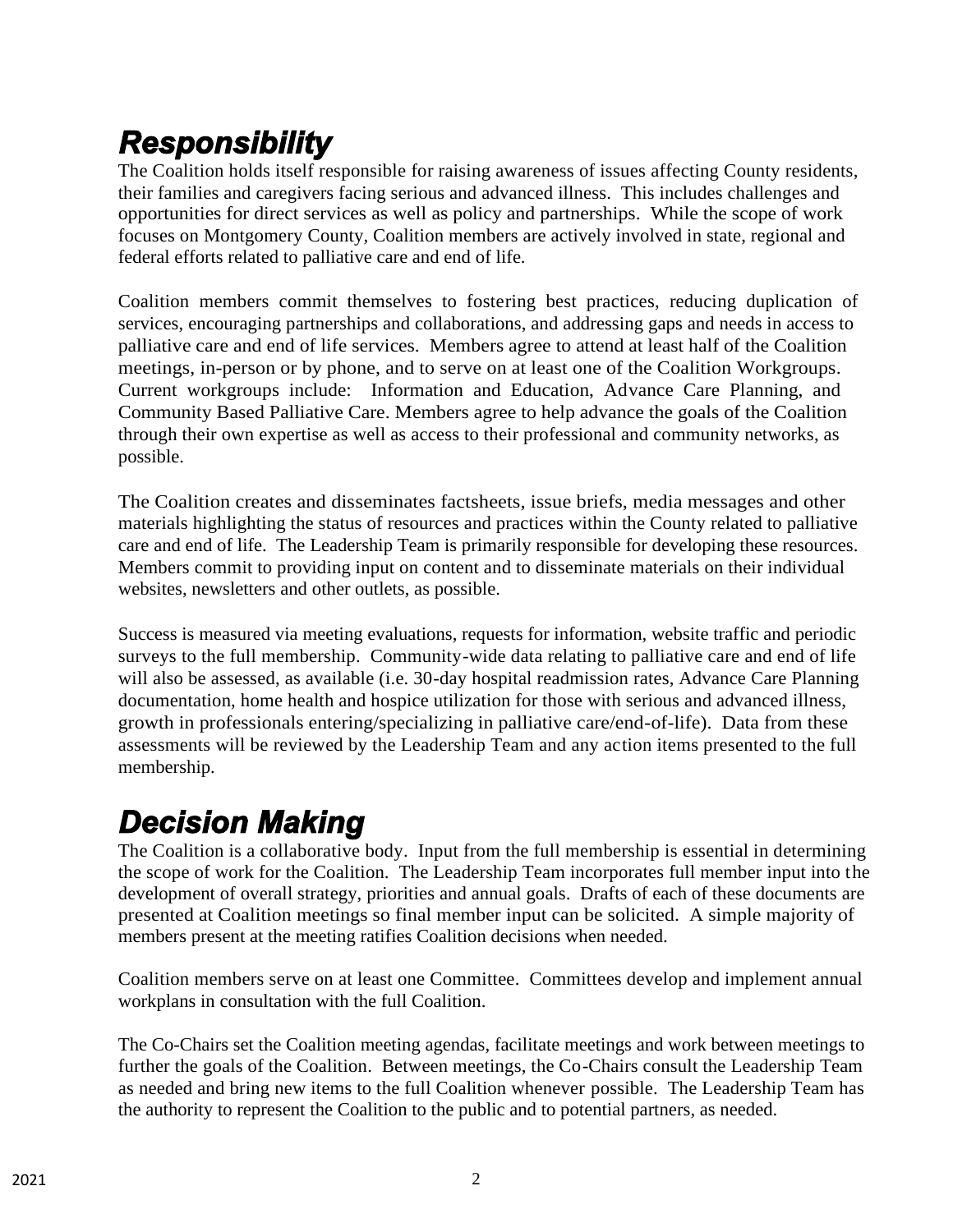## Responsibility

The Coalition holds itself responsible for raising awareness of issues affecting County residents, their families and caregivers facing serious and advanced illness. This includes challenges and opportunities for direct services as well as policy and partnerships. While the scope of work focuses on Montgomery County, Coalition members are actively involved in state, regional and federal efforts related to palliative care and end of life.

Coalition members commit themselves to fostering best practices, reducing duplication of services, encouraging partnerships and collaborations, and addressing gaps and needs in access to palliative care and end of life services. Members agree to attend at least half of the Coalition meetings, in-person or by phone, and to serve on at least one of the Coalition Workgroups. Current workgroups include: Information and Education, Advance Care Planning, and Community Based Palliative Care. Members agree to help advance the goals of the Coalition through their own expertise as well as access to their professional and community networks, as possible.

The Coalition creates and disseminates factsheets, issue briefs, media messages and other materials highlighting the status of resources and practices within the County related to palliative care and end of life. The Leadership Team is primarily responsible for developing these resources. Members commit to providing input on content and to disseminate materials on their individual websites, newsletters and other outlets, as possible.

Success is measured via meeting evaluations, requests for information, website traffic and periodic surveys to the full membership. Community-wide data relating to palliative care and end of life will also be assessed, as available (i.e. 30-day hospital readmission rates, Advance Care Planning documentation, home health and hospice utilization for those with serious and advanced illness, growth in professionals entering/specializing in palliative care/end-of-life). Data from these assessments will be reviewed by the Leadership Team and any action items presented to the full membership.

## Decision Making

The Coalition is a collaborative body. Input from the full membership is essential in determining the scope of work for the Coalition. The Leadership Team incorporates full member input into the development of overall strategy, priorities and annual goals. Drafts of each of these documents are presented at Coalition meetings so final member input can be solicited. A simple majority of members present at the meeting ratifies Coalition decisions when needed.

Coalition members serve on at least one Committee. Committees develop and implement annual workplans in consultation with the full Coalition.

The Co-Chairs set the Coalition meeting agendas, facilitate meetings and work between meetings to further the goals of the Coalition. Between meetings, the Co-Chairs consult the Leadership Team as needed and bring new items to the full Coalition whenever possible. The Leadership Team has the authority to represent the Coalition to the public and to potential partners, as needed.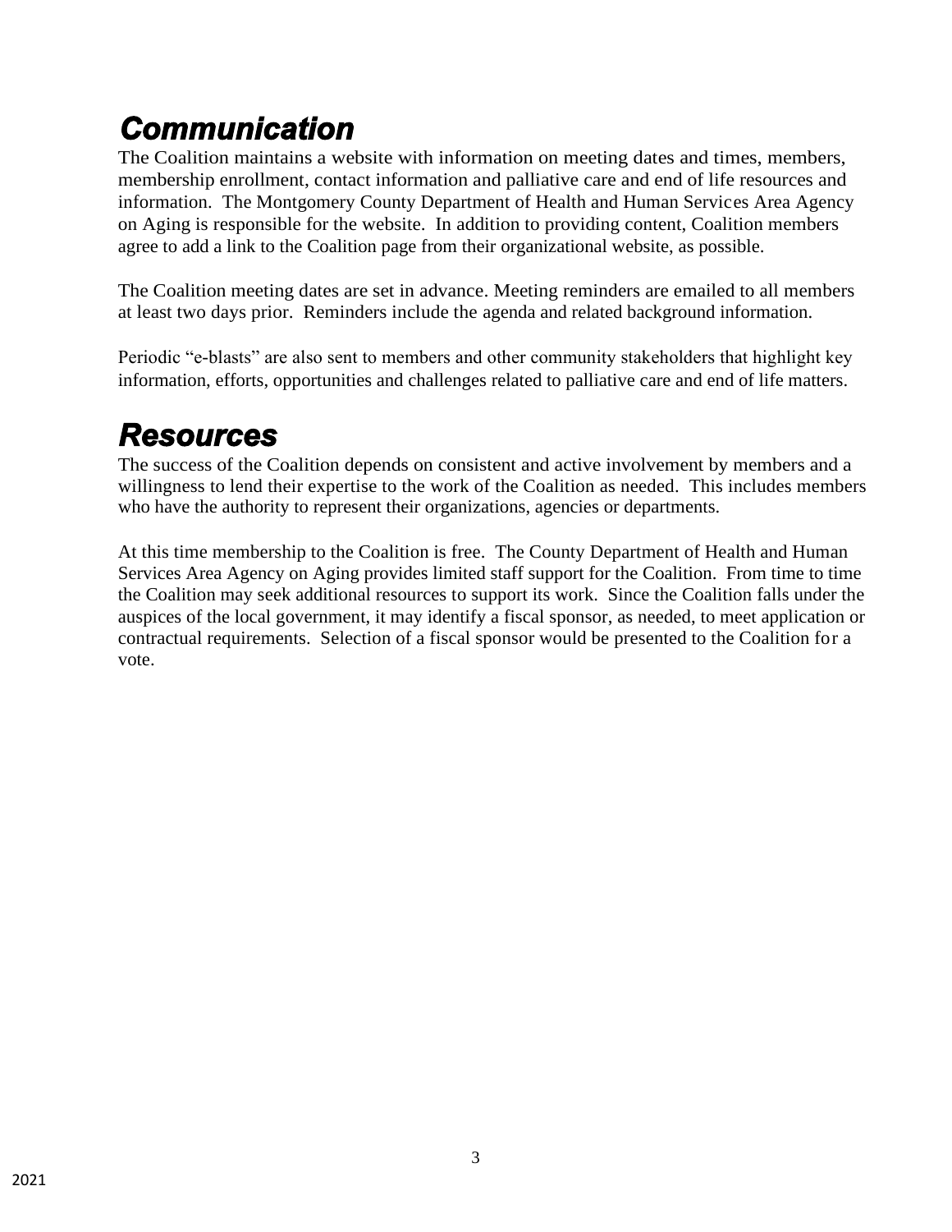## Communication

The Coalition maintains a website with information on meeting dates and times, members, membership enrollment, contact information and palliative care and end of life resources and information. The Montgomery County Department of Health and Human Services Area Agency on Aging is responsible for the website. In addition to providing content, Coalition members agree to add a link to the Coalition page from their organizational website, as possible.

The Coalition meeting dates are set in advance. Meeting reminders are emailed to all members at least two days prior. Reminders include the agenda and related background information.

Periodic "e-blasts" are also sent to members and other community stakeholders that highlight key information, efforts, opportunities and challenges related to palliative care and end of life matters.

## Resources

The success of the Coalition depends on consistent and active involvement by members and a willingness to lend their expertise to the work of the Coalition as needed. This includes members who have the authority to represent their organizations, agencies or departments.

At this time membership to the Coalition is free. The County Department of Health and Human Services Area Agency on Aging provides limited staff support for the Coalition. From time to time the Coalition may seek additional resources to support its work. Since the Coalition falls under the auspices of the local government, it may identify a fiscal sponsor, as needed, to meet application or contractual requirements. Selection of a fiscal sponsor would be presented to the Coalition for a vote.